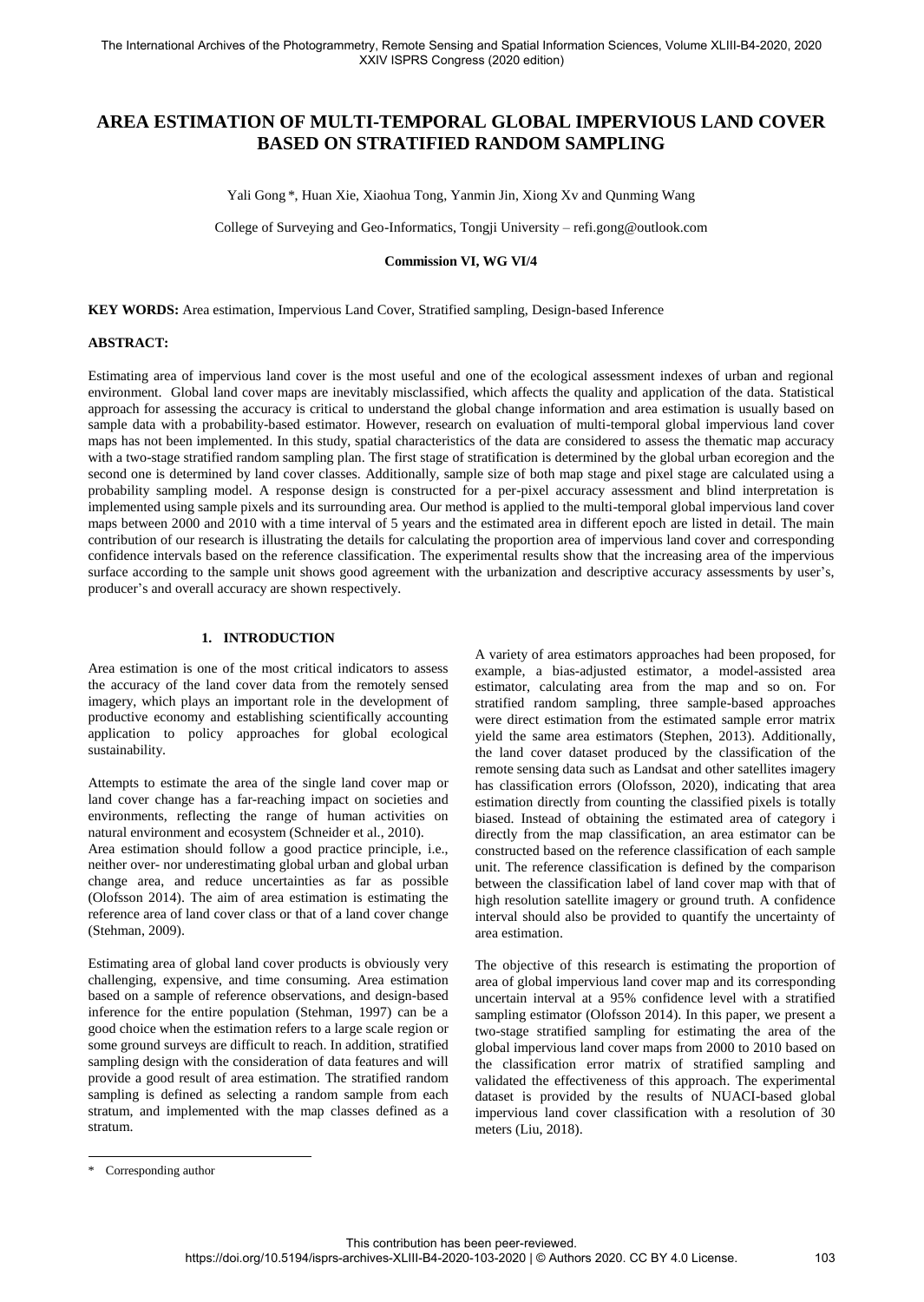# AREA ESTIMATION OF MULTI-TEMPORAL GLOBAL IMPERVIOUS LAND COVER BASED ON STRATIFIED RANDOM SAMPLING

Yali Gong *, Huan Xie, Xiaohua Tong, Yanmin Jin, Xiong Xv and Qunming Wang

College of Surveying and Geo-Informatics, Tongji University – refi.gong@outlook.com

**Commission VI, WG VI/4**

**KEY WORDS:** Area estimation, Impervious Land Cover, Stratified sampling, Design-based Inference

**ABSTRACT:**

Estimating area of impervious land cover is the most useful and one of the ecological assessment indexes of urban and regional environment. Global land cover maps are inevitably misclassified, which affects the quality and application of the data. Statistical approach for assessing the accuracy is critical to understand the global change information and area estimation is usually based on sample data with a probability-based estimator. However, research on evaluation of multi-temporal global impervious land cover maps has not been implemented. In this study, spatial characteristics of the data are considered to assess the thematic map accuracy with a two-stage stratified random sampling plan. The first stage of stratification is determined by the global urban ecoregion and the second one is determined by land cover classes. Additionally, sample size of both map stage and pixel stage are calculated using a probability sampling model. A response design is constructed for a per-pixel accuracy assessment and blind interpretation is implemented using sample pixels and its surrounding area. Our method is applied to the multi-temporal global impervious land cover maps between 2000 and 2010 with a time interval of 5 years and the estimated area in different epoch are listed in detail. The main contribution of our research is illustrating the details for calculating the proportion area of impervious land cover and corresponding confidence intervals based on the reference classification. The experimental results show that the increasing area of the impervious surface according to the sample unit shows good agreement with the urbanization and descriptive accuracy assessments by user's, producer's and overall accuracy are shown respectively.

## 1. INTRODUCTION

Area estimation is one of the most critical indicators to assess the accuracy of the land cover data from the remotely sensed imagery, which plays an important role in the development of productive economy and establishing scientifically accounting application to policy approaches for global ecological sustainability.

Attempts to estimate the area of the single land cover map or land cover change has a far-reaching impact on societies and environments, reflecting the range of human activities on natural environment and ecosystem (Schneider et al., 2010).
Area estimation should follow a good practice principle, i.e., neither over- nor underestimating global urban and global urban change area, and reduce uncertainties as far as possible (Olofsson 2014). The aim of area estimation is estimating the reference area of land cover class or that of a land cover change (Stehman, 2009).

Estimating area of global land cover products is obviously very challenging, expensive, and time consuming. Area estimation based on a sample of reference observations, and design-based inference for the entire population (Stehman, 1997) can be a good choice when the estimation refers to a large scale region or some ground surveys are difficult to reach. In addition, stratified sampling design with the consideration of data features and will provide a good result of area estimation. The stratified random sampling is defined as selecting a random sample from each stratum, and implemented with the map classes defined as a stratum.

A variety of area estimators approaches had been proposed, for example, a bias-adjusted estimator, a model-assisted area estimator, calculating area from the map and so on. For stratified random sampling, three sample-based approaches were direct estimation from the estimated sample error matrix yield the same area estimators (Stephen, 2013). Additionally, the land cover dataset produced by the classification of the remote sensing data such as Landsat and other satellites imagery has classification errors (Olofsson, 2020), indicating that area estimation directly from counting the classified pixels is totally biased. Instead of obtaining the estimated area of category i directly from the map classification, an area estimator can be constructed based on the reference classification of each sample unit. The reference classification is defined by the comparison between the classification label of land cover map with that of high resolution satellite imagery or ground truth. A confidence interval should also be provided to quantify the uncertainty of area estimation.

The objective of this research is estimating the proportion of area of global impervious land cover map and its corresponding uncertain interval at a 95% confidence level with a stratified sampling estimator (Olofsson 2014). In this paper, we present a two-stage stratified sampling for estimating the area of the global impervious land cover maps from 2000 to 2010 based on the classification error matrix of stratified sampling and validated the effectiveness of this approach. The experimental dataset is provided by the results of NUACI-based global impervious land cover classification with a resolution of 30 meters (Liu, 2018).

\* Corresponding author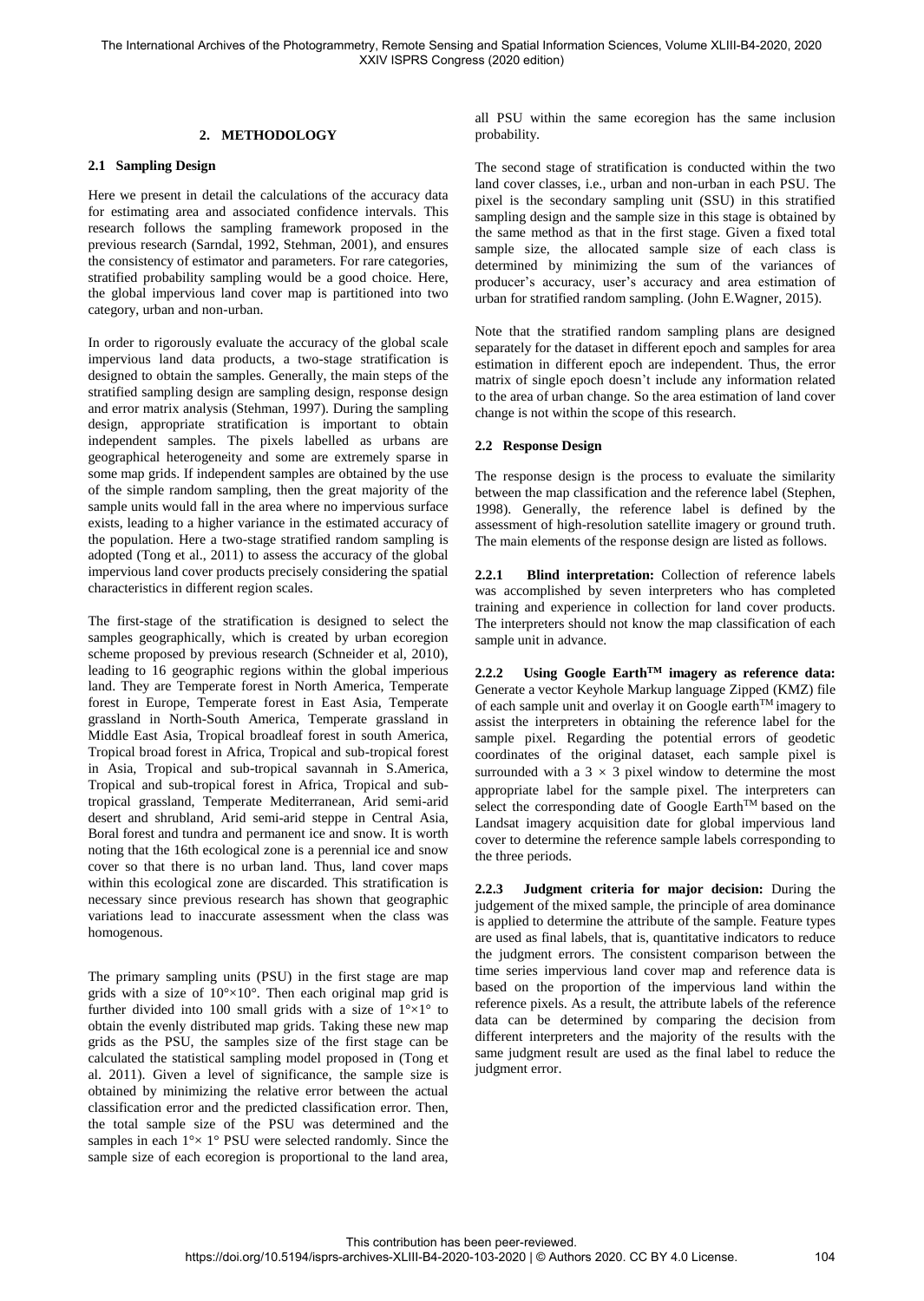## 2. METHODOLOGY

### 2.1 Sampling Design

Here we present in detail the calculations of the accuracy data for estimating area and associated confidence intervals. This research follows the sampling framework proposed in the previous research (Sarndal, 1992, Stehman, 2001), and ensures the consistency of estimator and parameters. For rare categories, stratified probability sampling would be a good choice. Here, the global impervious land cover map is partitioned into two category, urban and non-urban.

In order to rigorously evaluate the accuracy of the global scale impervious land data products, a two-stage stratification is designed to obtain the samples. Generally, the main steps of the stratified sampling design are sampling design, response design and error matrix analysis (Stehman, 1997). During the sampling design, appropriate stratification is important to obtain independent samples. The pixels labelled as urbans are geographical heterogeneity and some are extremely sparse in some map grids. If independent samples are obtained by the use of the simple random sampling, then the great majority of the sample units would fall in the area where no impervious surface exists, leading to a higher variance in the estimated accuracy of the population. Here a two-stage stratified random sampling is adopted (Tong et al., 2011) to assess the accuracy of the global impervious land cover products precisely considering the spatial characteristics in different region scales.

The first-stage of the stratification is designed to select the samples geographically, which is created by urban ecoregion scheme proposed by previous research (Schneider et al, 2010), leading to 16 geographic regions within the global imperious land. They are Temperate forest in North America, Temperate forest in Europe, Temperate forest in East Asia, Temperate grassland in North-South America, Temperate grassland in Middle East Asia, Tropical broadleaf forest in south America, Tropical broad forest in Africa, Tropical and sub-tropical forest in Asia, Tropical and sub-tropical savannah in S.America, Tropical and sub-tropical forest in Africa, Tropical and sub-tropical grassland, Temperate Mediterranean, Arid semi-arid desert and shrubland, Arid semi-arid steppe in Central Asia, Boral forest and tundra and permanent ice and snow. It is worth noting that the 16th ecological zone is a perennial ice and snow cover so that there is no urban land. Thus, land cover maps within this ecological zone are discarded. This stratification is necessary since previous research has shown that geographic variations lead to inaccurate assessment when the class was homogenous.

The primary sampling units (PSU) in the first stage are map grids with a size of 10°×10°. Then each original map grid is further divided into 100 small grids with a size of 1°×1° to obtain the evenly distributed map grids. Taking these new map grids as the PSU, the samples size of the first stage can be calculated the statistical sampling model proposed in (Tong et al. 2011). Given a level of significance, the sample size is obtained by minimizing the relative error between the actual classification error and the predicted classification error. Then, the total sample size of the PSU was determined and the samples in each 1°× 1° PSU were selected randomly. Since the sample size of each ecoregion is proportional to the land area, all PSU within the same ecoregion has the same inclusion probability.

The second stage of stratification is conducted within the two land cover classes, i.e., urban and non-urban in each PSU. The pixel is the secondary sampling unit (SSU) in this stratified sampling design and the sample size in this stage is obtained by the same method as that in the first stage. Given a fixed total sample size, the allocated sample size of each class is determined by minimizing the sum of the variances of producer's accuracy, user's accuracy and area estimation of urban for stratified random sampling. (John E.Wagner, 2015).

Note that the stratified random sampling plans are designed separately for the dataset in different epoch and samples for area estimation in different epoch are independent. Thus, the error matrix of single epoch doesn't include any information related to the area of urban change. So the area estimation of land cover change is not within the scope of this research.

### 2.2 Response Design

The response design is the process to evaluate the similarity between the map classification and the reference label (Stephen, 1998). Generally, the reference label is defined by the assessment of high-resolution satellite imagery or ground truth. The main elements of the response design are listed as follows.

**2.2.1 Blind interpretation:** Collection of reference labels was accomplished by seven interpreters who has completed training and experience in collection for land cover products. The interpreters should not know the map classification of each sample unit in advance.

**2.2.2 Using Google Earth™ imagery as reference data:** Generate a vector Keyhole Markup language Zipped (KMZ) file of each sample unit and overlay it on Google earth™ imagery to assist the interpreters in obtaining the reference label for the sample pixel. Regarding the potential errors of geodetic coordinates of the original dataset, each sample pixel is surrounded with a 3 × 3 pixel window to determine the most appropriate label for the sample pixel. The interpreters can select the corresponding date of Google Earth™ based on the Landsat imagery acquisition date for global impervious land cover to determine the reference sample labels corresponding to the three periods.

**2.2.3 Judgment criteria for major decision:** During the judgement of the mixed sample, the principle of area dominance is applied to determine the attribute of the sample. Feature types are used as final labels, that is, quantitative indicators to reduce the judgment errors. The consistent comparison between the time series impervious land cover map and reference data is based on the proportion of the impervious land within the reference pixels. As a result, the attribute labels of the reference data can be determined by comparing the decision from different interpreters and the majority of the results with the same judgment result are used as the final label to reduce the judgment error.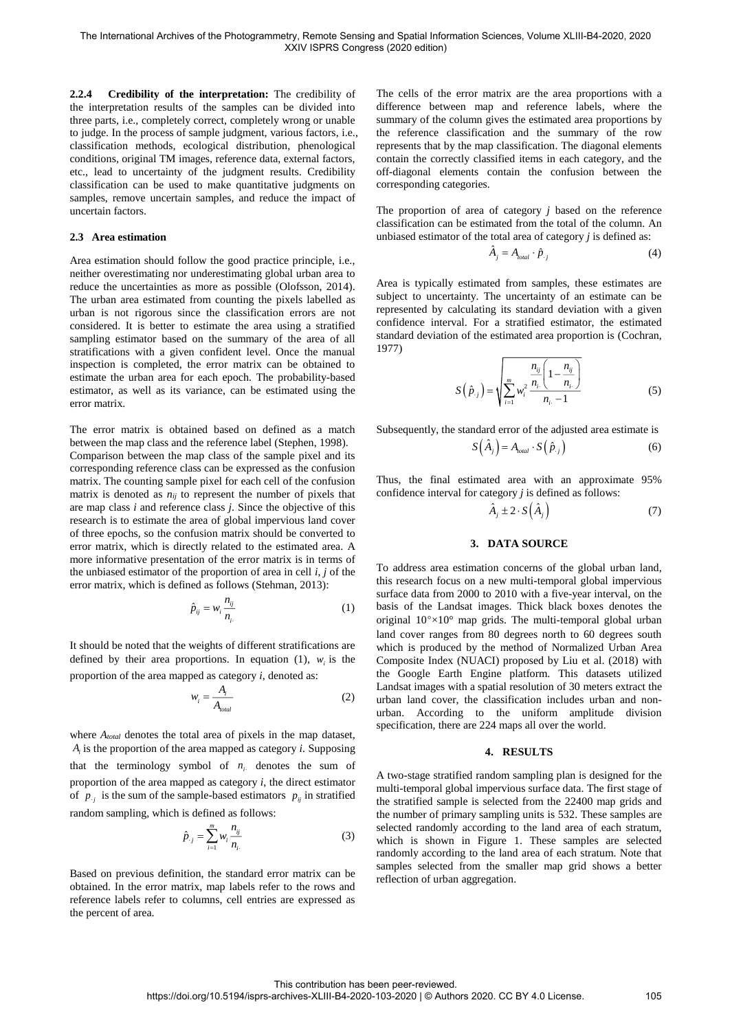**2.2.4 Credibility of the interpretation:** The credibility of the interpretation results of the samples can be divided into three parts, i.e., completely correct, completely wrong or unable to judge. In the process of sample judgment, various factors, i.e., classification methods, ecological distribution, phenological conditions, original TM images, reference data, external factors, etc., lead to uncertainty of the judgment results. Credibility classification can be used to make quantitative judgments on samples, remove uncertain samples, and reduce the impact of uncertain factors.

### 2.3 Area estimation

Area estimation should follow the good practice principle, i.e., neither overestimating nor underestimating global urban area to reduce the uncertainties as more as possible (Olofsson, 2014). The urban area estimated from counting the pixels labelled as urban is not rigorous since the classification errors are not considered. It is better to estimate the area using a stratified sampling estimator based on the summary of the area of all stratifications with a given confident level. Once the manual inspection is completed, the error matrix can be obtained to estimate the urban area for each epoch. The probability-based estimator, as well as its variance, can be estimated using the error matrix.

The error matrix is obtained based on defined as a match between the map class and the reference label (Stephen, 1998). Comparison between the map class of the sample pixel and its corresponding reference class can be expressed as the confusion matrix. The counting sample pixel for each cell of the confusion matrix is denoted as $n_{ij}$ to represent the number of pixels that are map class *i* and reference class *j*. Since the objective of this research is to estimate the area of global impervious land cover of three epochs, so the confusion matrix should be converted to error matrix, which is directly related to the estimated area. A more informative presentation of the error matrix is in terms of the unbiased estimator of the proportion of area in cell *i*, *j* of the error matrix, which is defined as follows (Stehman, 2013):

$$\hat{p}_{ij} = w_i \frac{n_{ij}}{n_{i\cdot}} \tag{1}$$

It should be noted that the weights of different stratifications are defined by their area proportions. In equation (1), $w_i$ is the proportion of the area mapped as category *i*, denoted as:

$$w_i = \frac{A_i}{A_{total}} \tag{2}$$

where $A_{total}$ denotes the total area of pixels in the map dataset, $A_i$ is the proportion of the area mapped as category *i*. Supposing that the terminology symbol of $n_{i\cdot}$ denotes the sum of proportion of the area mapped as category *i*, the direct estimator of $p_{\cdot j}$ is the sum of the sample-based estimators $p_{ij}$ in stratified random sampling, which is defined as follows:

$$\hat{p}_{\cdot j} = \sum_{i=1}^{m} w_i \frac{n_{ij}}{n_{i\cdot}} \tag{3}$$

Based on previous definition, the standard error matrix can be obtained. In the error matrix, map labels refer to the rows and reference labels refer to columns, cell entries are expressed as the percent of area.

The cells of the error matrix are the area proportions with a difference between map and reference labels, where the summary of the column gives the estimated area proportions by the reference classification and the summary of the row represents that by the map classification. The diagonal elements contain the correctly classified items in each category, and the off-diagonal elements contain the confusion between the corresponding categories.

The proportion of area of category *j* based on the reference classification can be estimated from the total of the column. An unbiased estimator of the total area of category *j* is defined as:

$$\hat{A}_j = A_{total} \cdot \hat{p}_{\cdot j} \tag{4}$$

Area is typically estimated from samples, these estimates are subject to uncertainty. The uncertainty of an estimate can be represented by calculating its standard deviation with a given confidence interval. For a stratified estimator, the estimated standard deviation of the estimated area proportion is (Cochran, 1977)

$$S\left(\hat{p}_{\cdot j}\right) = \sqrt{\sum_{i=1}^{m} w_i^2 \frac{\frac{n_{ij}}{n_{i\cdot}}\left(1-\frac{n_{ij}}{n_{i\cdot}}\right)}{n_{i\cdot}-1}} \tag{5}$$

Subsequently, the standard error of the adjusted area estimate is

$$S\left(\hat{A}_j\right) = A_{total} \cdot S\left(\hat{p}_{\cdot j}\right) \tag{6}$$

Thus, the final estimated area with an approximate 95% confidence interval for category *j* is defined as follows:

$$\hat{A}_j \pm 2 \cdot S\left(\hat{A}_j\right) \tag{7}$$

## 3. DATA SOURCE

To address area estimation concerns of the global urban land, this research focus on a new multi-temporal global impervious surface data from 2000 to 2010 with a five-year interval, on the basis of the Landsat images. Thick black boxes denotes the original 10°×10° map grids. The multi-temporal global urban land cover ranges from 80 degrees north to 60 degrees south which is produced by the method of Normalized Urban Area Composite Index (NUACI) proposed by Liu et al. (2018) with the Google Earth Engine platform. This datasets utilized Landsat images with a spatial resolution of 30 meters extract the urban land cover, the classification includes urban and non-urban. According to the uniform amplitude division specification, there are 224 maps all over the world.

## 4. RESULTS

A two-stage stratified random sampling plan is designed for the multi-temporal global impervious surface data. The first stage of the stratified sample is selected from the 22400 map grids and the number of primary sampling units is 532. These samples are selected randomly according to the land area of each stratum, which is shown in Figure 1. These samples are selected randomly according to the land area of each stratum. Note that samples selected from the smaller map grid shows a better reflection of urban aggregation.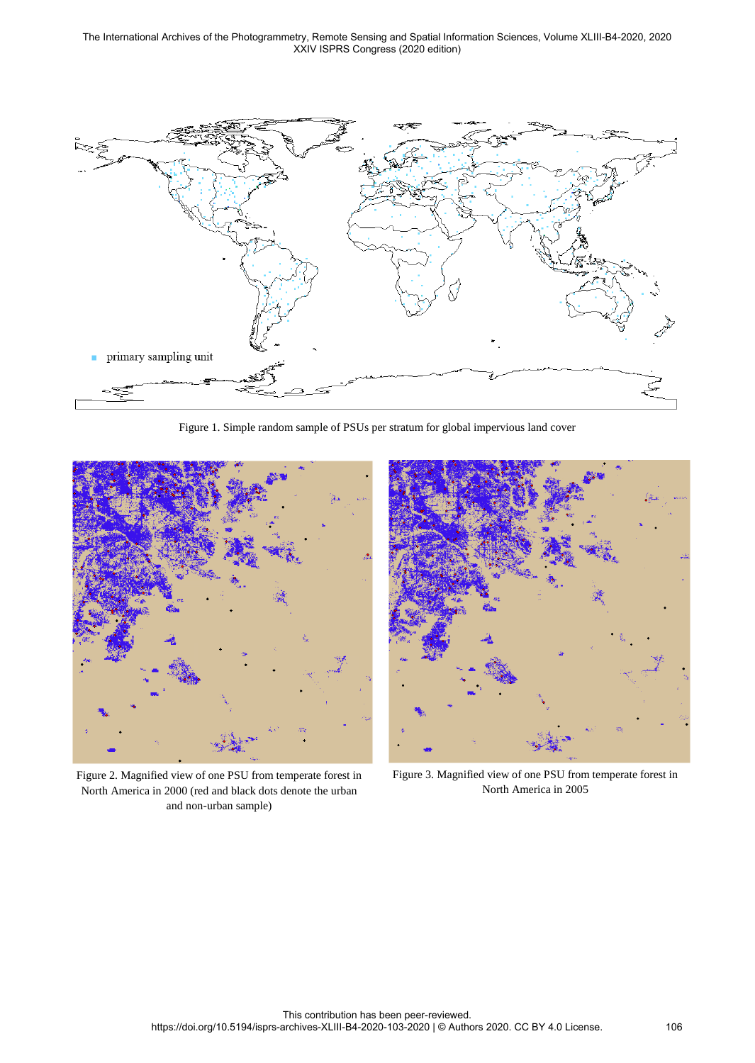Figure 1. Simple random sample of PSUs per stratum for global impervious land cover

Figure 2. Magnified view of one PSU from temperate forest in North America in 2000 (red and black dots denote the urban and non-urban sample)

Figure 3. Magnified view of one PSU from temperate forest in North America in 2005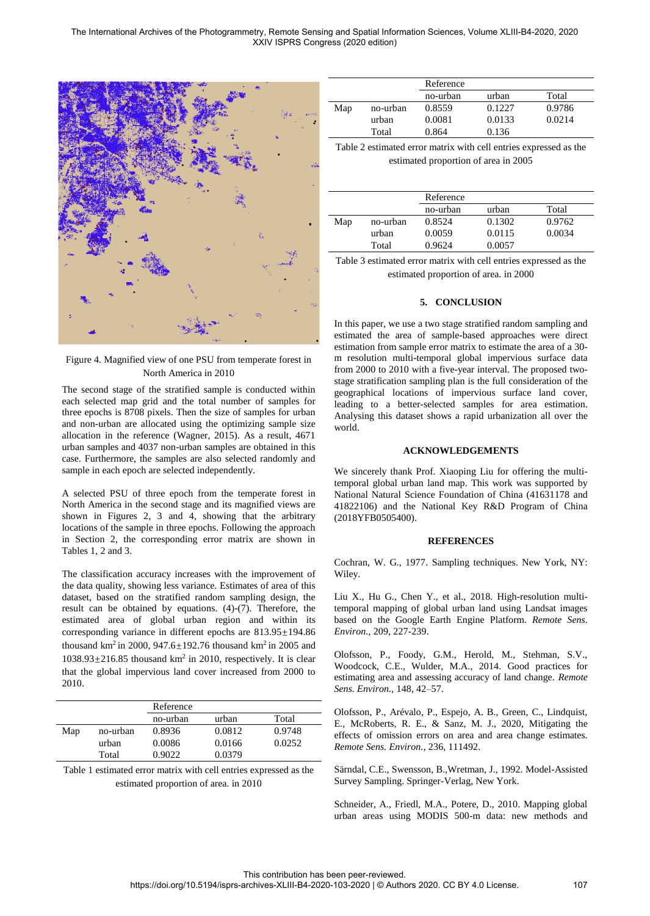Figure 4. Magnified view of one PSU from temperate forest in North America in 2010

The second stage of the stratified sample is conducted within each selected map grid and the total number of samples for three epochs is 8708 pixels. Then the size of samples for urban and non-urban are allocated using the optimizing sample size allocation in the reference (Wagner, 2015). As a result, 4671 urban samples and 4037 non-urban samples are obtained in this case. Furthermore, the samples are also selected randomly and sample in each epoch are selected independently.

A selected PSU of three epoch from the temperate forest in North America in the second stage and its magnified views are shown in Figures 2, 3 and 4, showing that the arbitrary locations of the sample in three epochs. Following the approach in Section 2, the corresponding error matrix are shown in Tables 1, 2 and 3.

The classification accuracy increases with the improvement of the data quality, showing less variance. Estimates of area of this dataset, based on the stratified random sampling design, the result can be obtained by equations. (4)-(7). Therefore, the estimated area of global urban region and within its corresponding variance in different epochs are 813.95±194.86 thousand km$^2$ in 2000, 947.6±192.76 thousand km$^2$ in 2005 and 1038.93±216.85 thousand km$^2$ in 2010, respectively. It is clear that the global impervious land cover increased from 2000 to 2010.

| | | Reference | | |
|---|---|---|---|---|
| | | no-urban | urban | Total |
| Map | no-urban | 0.8936 | 0.0812 | 0.9748 |
| | urban | 0.0086 | 0.0166 | 0.0252 |
| | Total | 0.9022 | 0.0379 | |

Table 1 estimated error matrix with cell entries expressed as the estimated proportion of area. in 2010

| | | Reference | | |
|---|---|---|---|---|
| | | no-urban | urban | Total |
| Map | no-urban | 0.8559 | 0.1227 | 0.9786 |
| | urban | 0.0081 | 0.0133 | 0.0214 |
| | Total | 0.864 | 0.136 | |

Table 2 estimated error matrix with cell entries expressed as the estimated proportion of area in 2005

| | | Reference | | |
|---|---|---|---|---|
| | | no-urban | urban | Total |
| Map | no-urban | 0.8524 | 0.1302 | 0.9762 |
| | urban | 0.0059 | 0.0115 | 0.0034 |
| | Total | 0.9624 | 0.0057 | |

Table 3 estimated error matrix with cell entries expressed as the estimated proportion of area. in 2000

## 5. CONCLUSION

In this paper, we use a two stage stratified random sampling and estimated the area of sample-based approaches were direct estimation from sample error matrix to estimate the area of a 30-m resolution multi-temporal global impervious surface data from 2000 to 2010 with a five-year interval. The proposed two-stage stratified sampling plan is the full consideration of the geographical locations of impervious surface land cover, leading to a better-selected samples for area estimation. Analysing this dataset shows a rapid urbanization all over the world.

## ACKNOWLEDGEMENTS

We sincerely thank Prof. Xiaoping Liu for offering the multi-temporal global urban land map. This work was supported by National Natural Science Foundation of China (41631178 and 41822106) and the National Key R&D Program of China (2018YFB0505400).

## REFERENCES

Cochran, W. G., 1977. Sampling techniques. New York, NY: Wiley.

Liu X., Hu G., Chen Y., et al., 2018. High-resolution multi-temporal mapping of global urban land using Landsat images based on the Google Earth Engine Platform. *Remote Sens. Environ.*, 209, 227-239.

Olofsson, P., Foody, G.M., Herold, M., Stehman, S.V., Woodcock, C.E., Wulder, M.A., 2014. Good practices for estimating area and assessing accuracy of land change. *Remote Sens. Environ.*, 148, 42–57.

Olofsson, P., Arévalo, P., Espejo, A. B., Green, C., Lindquist, E., McRoberts, R. E., & Sanz, M. J., 2020, Mitigating the effects of omission errors on area and area change estimates. *Remote Sens. Environ.*, 236, 111492.

Särndal, C.E., Swensson, B.,Wretman, J., 1992. Model-Assisted Survey Sampling. Springer-Verlag, New York.

Schneider, A., Friedl, M.A., Potere, D., 2010. Mapping global urban areas using MODIS 500-m data: new methods and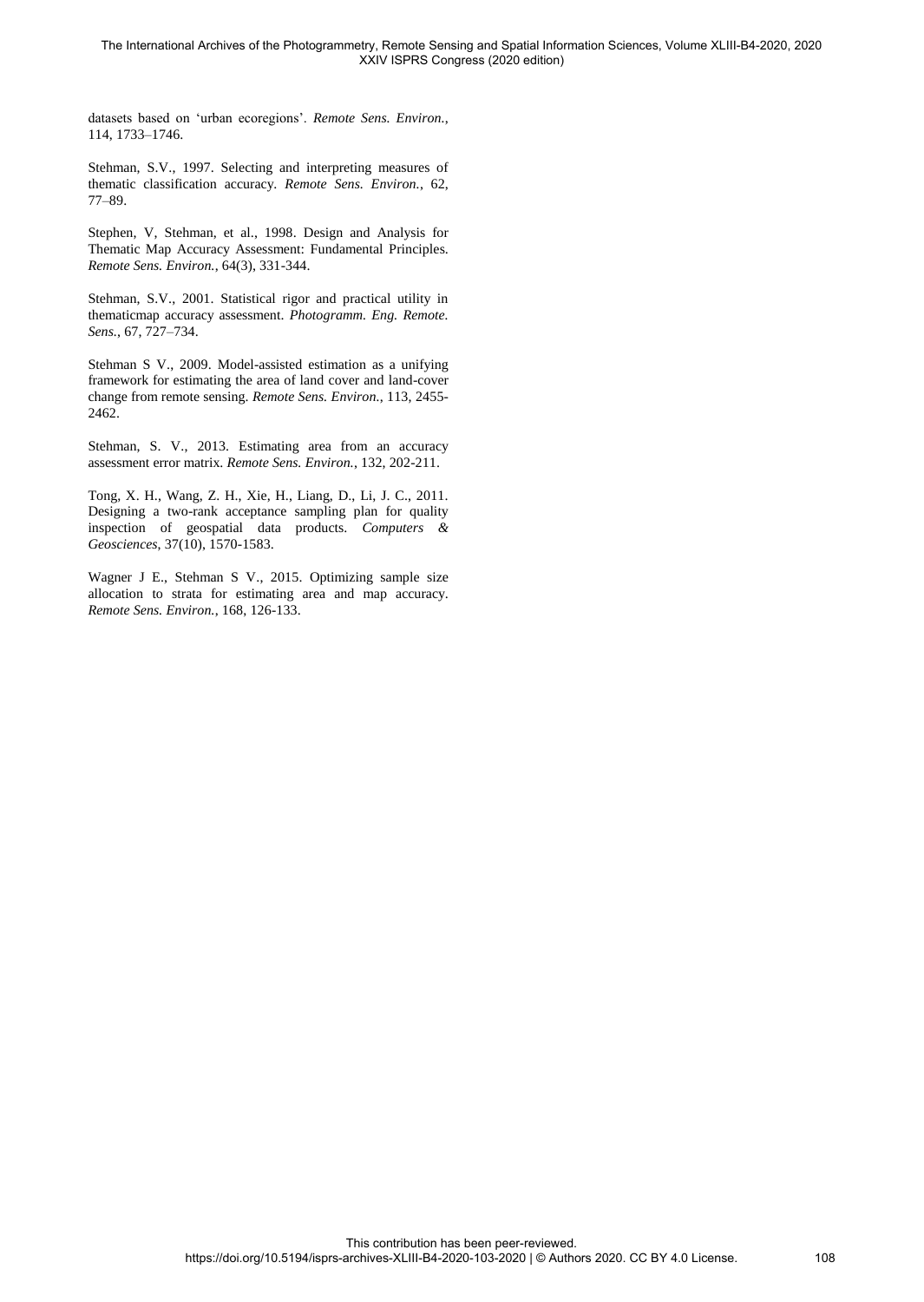datasets based on 'urban ecoregions'. *Remote Sens. Environ.*, 114, 1733–1746.

Stehman, S.V., 1997. Selecting and interpreting measures of thematic classification accuracy. *Remote Sens. Environ.*, 62, 77–89.

Stephen, V, Stehman, et al., 1998. Design and Analysis for Thematic Map Accuracy Assessment: Fundamental Principles. *Remote Sens. Environ.*, 64(3), 331-344.

Stehman, S.V., 2001. Statistical rigor and practical utility in thematicmap accuracy assessment. *Photogramm. Eng. Remote. Sens.*, 67, 727–734.

Stehman S V., 2009. Model-assisted estimation as a unifying framework for estimating the area of land cover and land-cover change from remote sensing. *Remote Sens. Environ.*, 113, 2455-2462.

Stehman, S. V., 2013. Estimating area from an accuracy assessment error matrix. *Remote Sens. Environ.*, 132, 202-211.

Tong, X. H., Wang, Z. H., Xie, H., Liang, D., Li, J. C., 2011. Designing a two-rank acceptance sampling plan for quality inspection of geospatial data products. *Computers & Geosciences*, 37(10), 1570-1583.

Wagner J E., Stehman S V., 2015. Optimizing sample size allocation to strata for estimating area and map accuracy. *Remote Sens. Environ.*, 168, 126-133.